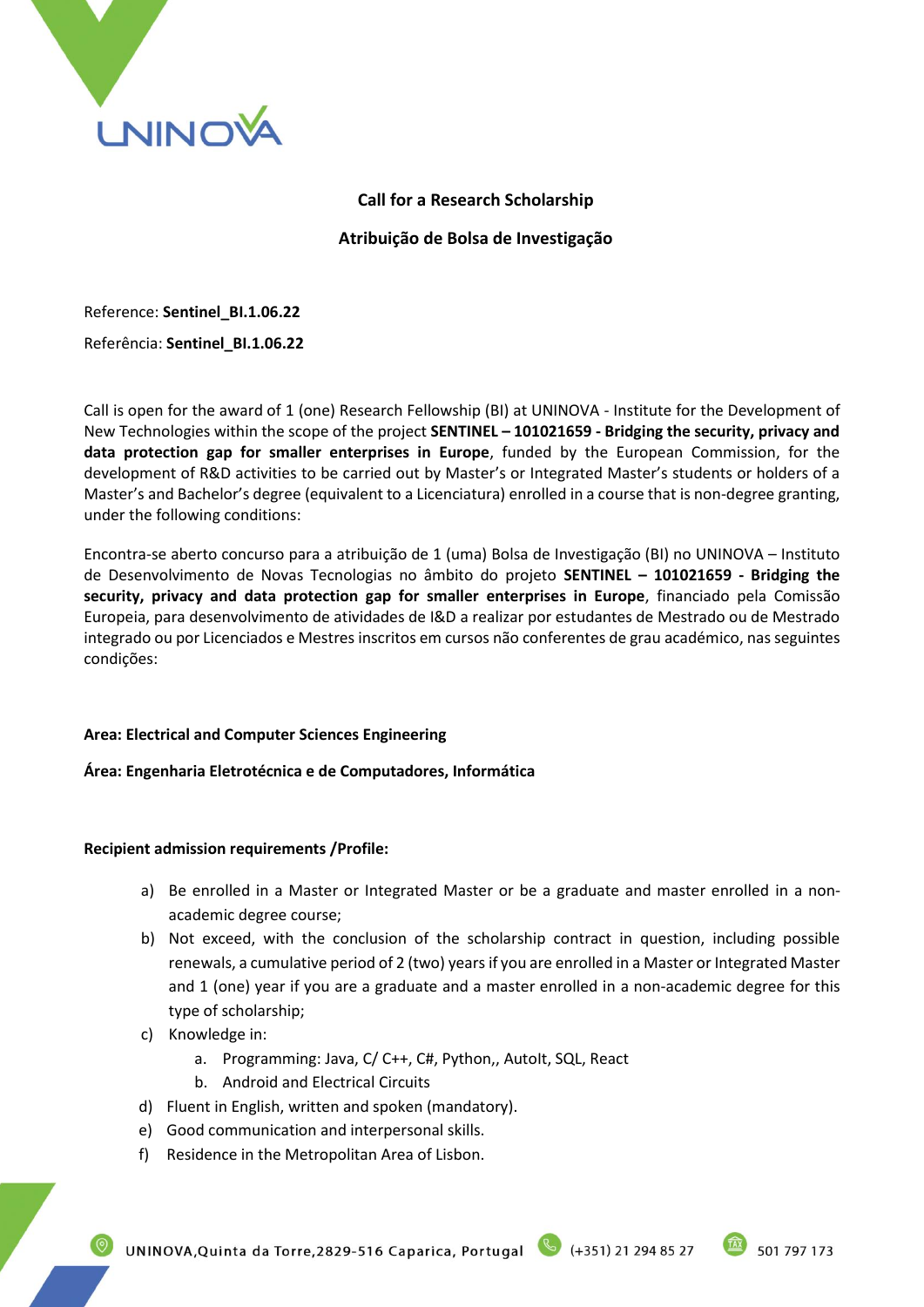## Call for a Research Scholarship

## Atribuição de Bolsa de Investigação

Reference: **Sentinel_BI.1.06.22**

Referência: **Sentinel_BI.1.06.22**

Call is open for the award of 1 (one) Research Fellowship (BI) at UNINOVA - Institute for the Development of New Technologies within the scope of the project **SENTINEL – 101021659 - Bridging the security, privacy and data protection gap for smaller enterprises in Europe**, funded by the European Commission, for the development of R&D activities to be carried out by Master's or Integrated Master's students or holders of a Master's and Bachelor's degree (equivalent to a Licenciatura) enrolled in a course that is non-degree granting, under the following conditions:

Encontra-se aberto concurso para a atribuição de 1 (uma) Bolsa de Investigação (BI) no UNINOVA – Instituto de Desenvolvimento de Novas Tecnologias no âmbito do projeto **SENTINEL – 101021659 - Bridging the security, privacy and data protection gap for smaller enterprises in Europe**, financiado pela Comissão Europeia, para desenvolvimento de atividades de I&D a realizar por estudantes de Mestrado ou de Mestrado integrado ou por Licenciados e Mestres inscritos em cursos não conferentes de grau académico, nas seguintes condições:

**Area: Electrical and Computer Sciences Engineering**

**Área: Engenharia Eletrotécnica e de Computadores, Informática**

**Recipient admission requirements /Profile:**

a) Be enrolled in a Master or Integrated Master or be a graduate and master enrolled in a non-academic degree course;
b) Not exceed, with the conclusion of the scholarship contract in question, including possible renewals, a cumulative period of 2 (two) years if you are enrolled in a Master or Integrated Master and 1 (one) year if you are a graduate and a master enrolled in a non-academic degree for this type of scholarship;
c) Knowledge in:
    a. Programming: Java, C/ C++, C#, Python,, AutoIt, SQL, React
    b. Android and Electrical Circuits
d) Fluent in English, written and spoken (mandatory).
e) Good communication and interpersonal skills.
f) Residence in the Metropolitan Area of Lisbon.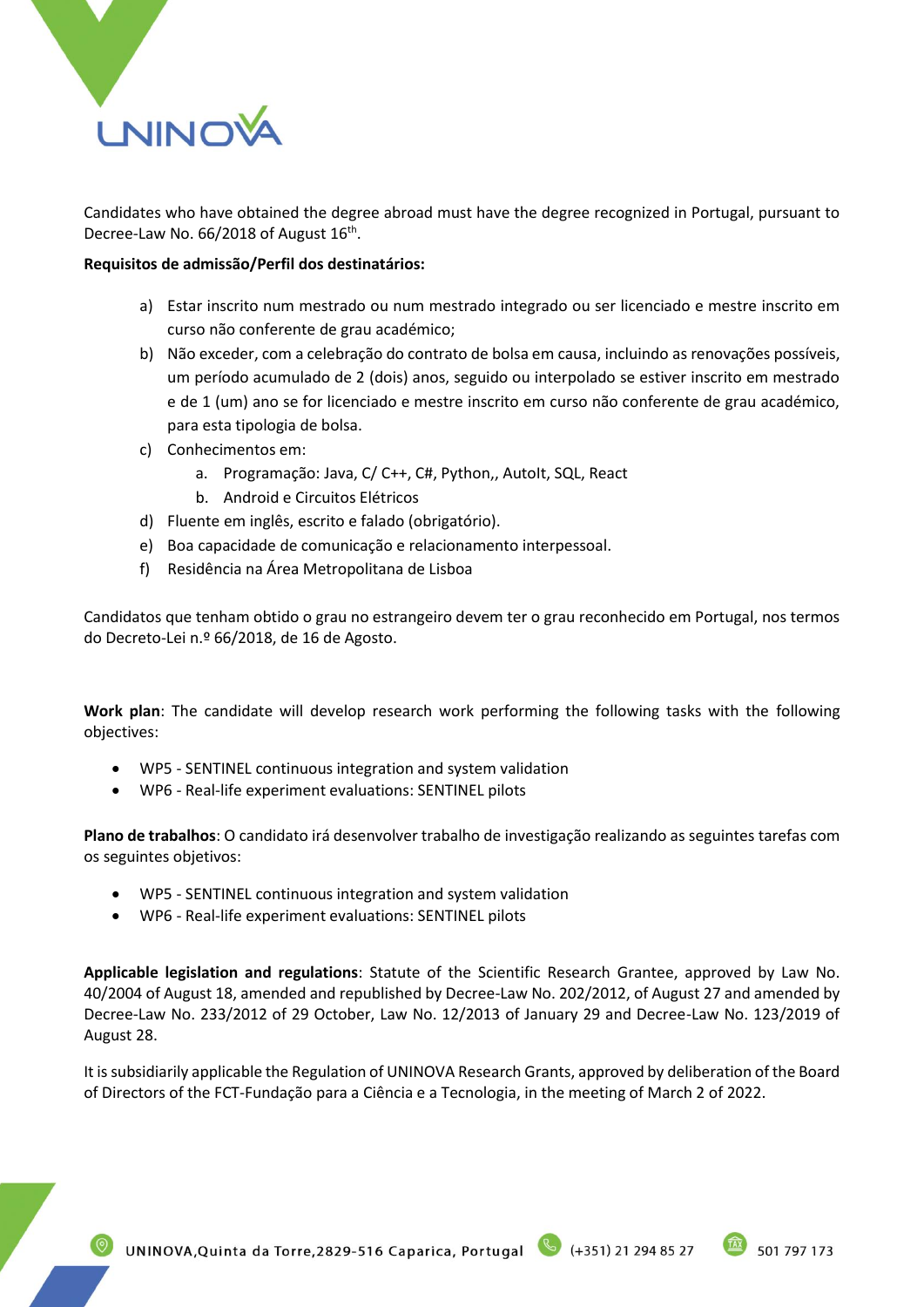Candidates who have obtained the degree abroad must have the degree recognized in Portugal, pursuant to Decree-Law No. 66/2018 of August 16th.

**Requisitos de admissão/Perfil dos destinatários:**

a) Estar inscrito num mestrado ou num mestrado integrado ou ser licenciado e mestre inscrito em curso não conferente de grau académico;
b) Não exceder, com a celebração do contrato de bolsa em causa, incluindo as renovações possíveis, um período acumulado de 2 (dois) anos, seguido ou interpolado se estiver inscrito em mestrado e de 1 (um) ano se for licenciado e mestre inscrito em curso não conferente de grau académico, para esta tipologia de bolsa.
c) Conhecimentos em:
   a. Programação: Java, C/ C++, C#, Python,, AutoIt, SQL, React
   b. Android e Circuitos Elétricos
d) Fluente em inglês, escrito e falado (obrigatório).
e) Boa capacidade de comunicação e relacionamento interpessoal.
f) Residência na Área Metropolitana de Lisboa

Candidatos que tenham obtido o grau no estrangeiro devem ter o grau reconhecido em Portugal, nos termos do Decreto-Lei n.º 66/2018, de 16 de Agosto.

**Work plan**: The candidate will develop research work performing the following tasks with the following objectives:

- WP5 - SENTINEL continuous integration and system validation
- WP6 - Real-life experiment evaluations: SENTINEL pilots

**Plano de trabalhos**: O candidato irá desenvolver trabalho de investigação realizando as seguintes tarefas com os seguintes objetivos:

- WP5 - SENTINEL continuous integration and system validation
- WP6 - Real-life experiment evaluations: SENTINEL pilots

**Applicable legislation and regulations**: Statute of the Scientific Research Grantee, approved by Law No. 40/2004 of August 18, amended and republished by Decree-Law No. 202/2012, of August 27 and amended by Decree-Law No. 233/2012 of 29 October, Law No. 12/2013 of January 29 and Decree-Law No. 123/2019 of August 28.

It is subsidiarily applicable the Regulation of UNINOVA Research Grants, approved by deliberation of the Board of Directors of the FCT-Fundação para a Ciência e a Tecnologia, in the meeting of March 2 of 2022.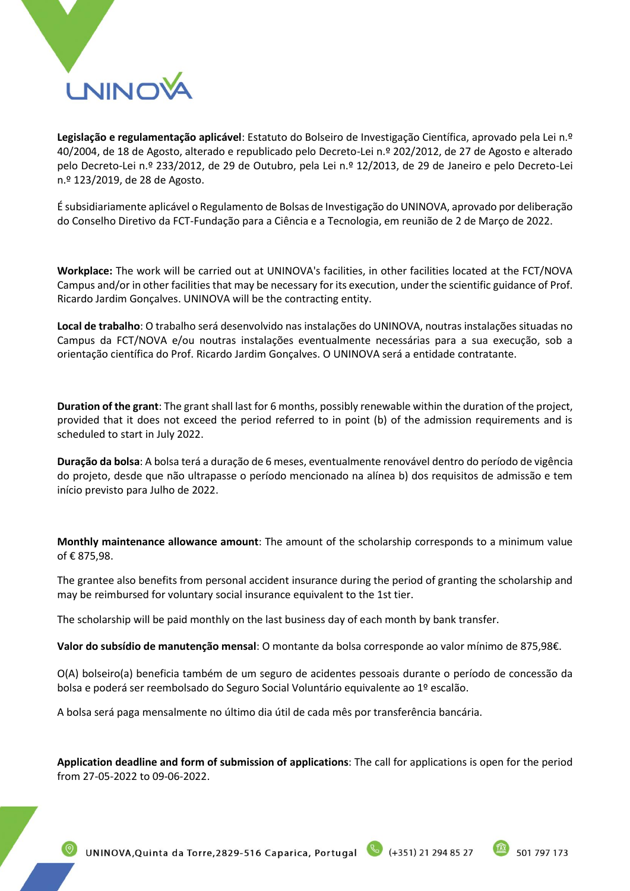**Legislação e regulamentação aplicável**: Estatuto do Bolseiro de Investigação Científica, aprovado pela Lei n.º 40/2004, de 18 de Agosto, alterado e republicado pelo Decreto-Lei n.º 202/2012, de 27 de Agosto e alterado pelo Decreto-Lei n.º 233/2012, de 29 de Outubro, pela Lei n.º 12/2013, de 29 de Janeiro e pelo Decreto-Lei n.º 123/2019, de 28 de Agosto.

É subsidiariamente aplicável o Regulamento de Bolsas de Investigação do UNINOVA, aprovado por deliberação do Conselho Diretivo da FCT-Fundação para a Ciência e a Tecnologia, em reunião de 2 de Março de 2022.

**Workplace:** The work will be carried out at UNINOVA's facilities, in other facilities located at the FCT/NOVA Campus and/or in other facilities that may be necessary for its execution, under the scientific guidance of Prof. Ricardo Jardim Gonçalves. UNINOVA will be the contracting entity.

**Local de trabalho**: O trabalho será desenvolvido nas instalações do UNINOVA, noutras instalações situadas no Campus da FCT/NOVA e/ou noutras instalações eventualmente necessárias para a sua execução, sob a orientação científica do Prof. Ricardo Jardim Gonçalves. O UNINOVA será a entidade contratante.

**Duration of the grant**: The grant shall last for 6 months, possibly renewable within the duration of the project, provided that it does not exceed the period referred to in point (b) of the admission requirements and is scheduled to start in July 2022.

**Duração da bolsa**: A bolsa terá a duração de 6 meses, eventualmente renovável dentro do período de vigência do projeto, desde que não ultrapasse o período mencionado na alínea b) dos requisitos de admissão e tem início previsto para Julho de 2022.

**Monthly maintenance allowance amount**: The amount of the scholarship corresponds to a minimum value of € 875,98.

The grantee also benefits from personal accident insurance during the period of granting the scholarship and may be reimbursed for voluntary social insurance equivalent to the 1st tier.

The scholarship will be paid monthly on the last business day of each month by bank transfer.

**Valor do subsídio de manutenção mensal**: O montante da bolsa corresponde ao valor mínimo de 875,98€.

O(A) bolseiro(a) beneficia também de um seguro de acidentes pessoais durante o período de concessão da bolsa e poderá ser reembolsado do Seguro Social Voluntário equivalente ao 1º escalão.

A bolsa será paga mensalmente no último dia útil de cada mês por transferência bancária.

**Application deadline and form of submission of applications**: The call for applications is open for the period from 27-05-2022 to 09-06-2022.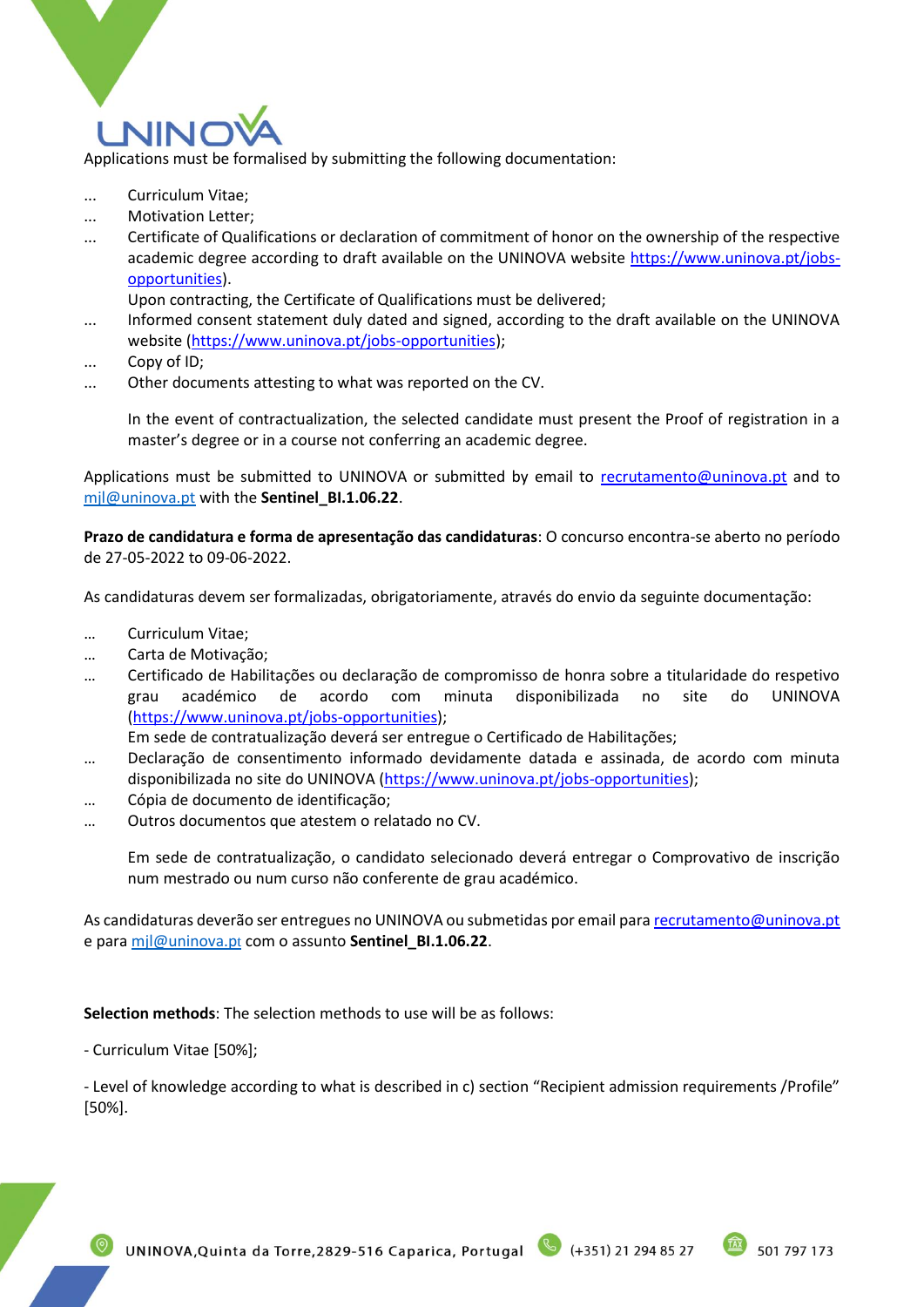Applications must be formalised by submitting the following documentation:

- Curriculum Vitae;
- Motivation Letter;
- Certificate of Qualifications or declaration of commitment of honor on the ownership of the respective academic degree according to draft available on the UNINOVA website https://www.uninova.pt/jobs-opportunities).
  Upon contracting, the Certificate of Qualifications must be delivered;
- Informed consent statement duly dated and signed, according to the draft available on the UNINOVA website (https://www.uninova.pt/jobs-opportunities);
- Copy of ID;
- Other documents attesting to what was reported on the CV.

  In the event of contractualization, the selected candidate must present the Proof of registration in a master's degree or in a course not conferring an academic degree.

Applications must be submitted to UNINOVA or submitted by email to recrutamento@uninova.pt and to mjl@uninova.pt with the **Sentinel_BI.1.06.22**.

**Prazo de candidatura e forma de apresentação das candidaturas**: O concurso encontra-se aberto no período de 27-05-2022 to 09-06-2022.

As candidaturas devem ser formalizadas, obrigatoriamente, através do envio da seguinte documentação:

- Curriculum Vitae;
- Carta de Motivação;
- Certificado de Habilitações ou declaração de compromisso de honra sobre a titularidade do respetivo grau académico de acordo com minuta disponibilizada no site do UNINOVA (https://www.uninova.pt/jobs-opportunities);
  Em sede de contratualização deverá ser entregue o Certificado de Habilitações;
- Declaração de consentimento informado devidamente datada e assinada, de acordo com minuta disponibilizada no site do UNINOVA (https://www.uninova.pt/jobs-opportunities);
- Cópia de documento de identificação;
- Outros documentos que atestem o relatado no CV.

  Em sede de contratualização, o candidato selecionado deverá entregar o Comprovativo de inscrição num mestrado ou num curso não conferente de grau académico.

As candidaturas deverão ser entregues no UNINOVA ou submetidas por email para recrutamento@uninova.pt e para mjl@uninova.pt com o assunto **Sentinel_BI.1.06.22**.

**Selection methods**: The selection methods to use will be as follows:

- Curriculum Vitae [50%];

- Level of knowledge according to what is described in c) section "Recipient admission requirements /Profile" [50%].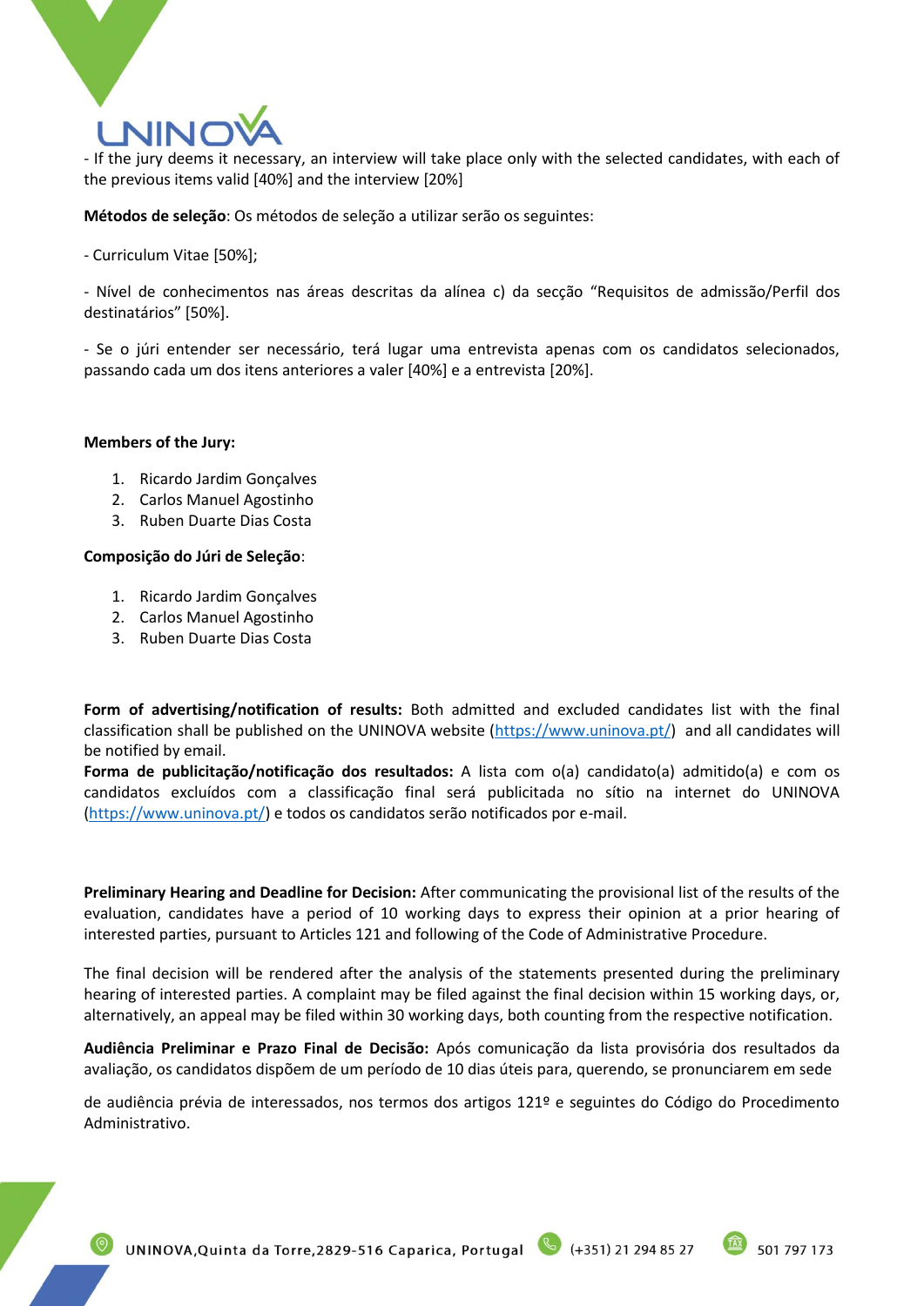- If the jury deems it necessary, an interview will take place only with the selected candidates, with each of the previous items valid [40%] and the interview [20%]

**Métodos de seleção**: Os métodos de seleção a utilizar serão os seguintes:

- Curriculum Vitae [50%];

- Nível de conhecimentos nas áreas descritas da alínea c) da secção "Requisitos de admissão/Perfil dos destinatários" [50%].

- Se o júri entender ser necessário, terá lugar uma entrevista apenas com os candidatos selecionados, passando cada um dos itens anteriores a valer [40%] e a entrevista [20%].

**Members of the Jury:**

1. Ricardo Jardim Gonçalves
2. Carlos Manuel Agostinho
3. Ruben Duarte Dias Costa

**Composição do Júri de Seleção**:

1. Ricardo Jardim Gonçalves
2. Carlos Manuel Agostinho
3. Ruben Duarte Dias Costa

**Form of advertising/notification of results:** Both admitted and excluded candidates list with the final classification shall be published on the UNINOVA website (https://www.uninova.pt/) and all candidates will be notified by email.

**Forma de publicitação/notificação dos resultados:** A lista com o(a) candidato(a) admitido(a) e com os candidatos excluídos com a classificação final será publicitada no sítio na internet do UNINOVA (https://www.uninova.pt/) e todos os candidatos serão notificados por e-mail.

**Preliminary Hearing and Deadline for Decision:** After communicating the provisional list of the results of the evaluation, candidates have a period of 10 working days to express their opinion at a prior hearing of interested parties, pursuant to Articles 121 and following of the Code of Administrative Procedure.

The final decision will be rendered after the analysis of the statements presented during the preliminary hearing of interested parties. A complaint may be filed against the final decision within 15 working days, or, alternatively, an appeal may be filed within 30 working days, both counting from the respective notification.

**Audiência Preliminar e Prazo Final de Decisão:** Após comunicação da lista provisória dos resultados da avaliação, os candidatos dispõem de um período de 10 dias úteis para, querendo, se pronunciarem em sede de audiência prévia de interessados, nos termos dos artigos 121º e seguintes do Código do Procedimento Administrativo.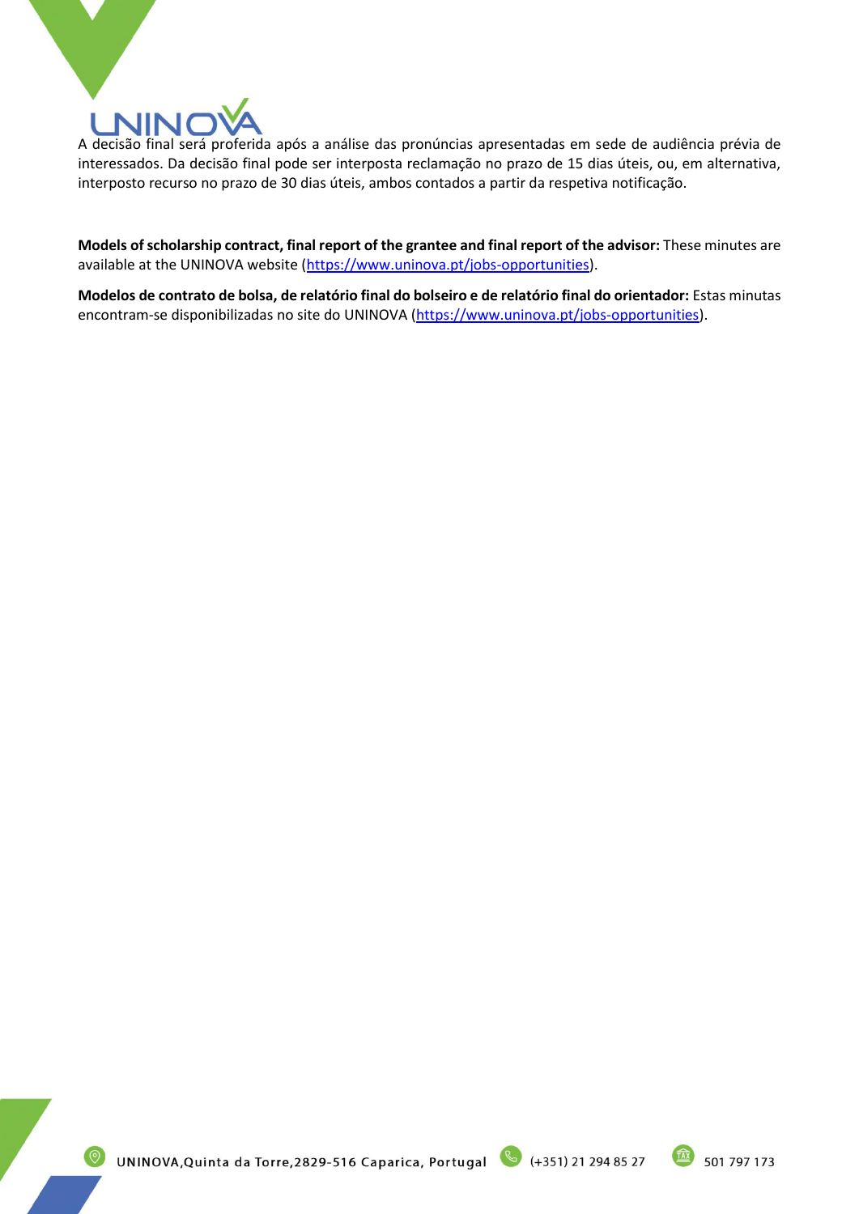A decisão final será proferida após a análise das pronúncias apresentadas em sede de audiência prévia de interessados. Da decisão final pode ser interposta reclamação no prazo de 15 dias úteis, ou, em alternativa, interposto recurso no prazo de 30 dias úteis, ambos contados a partir da respetiva notificação.

**Models of scholarship contract, final report of the grantee and final report of the advisor:** These minutes are available at the UNINOVA website (https://www.uninova.pt/jobs-opportunities).

**Modelos de contrato de bolsa, de relatório final do bolseiro e de relatório final do orientador:** Estas minutas encontram-se disponibilizadas no site do UNINOVA (https://www.uninova.pt/jobs-opportunities).